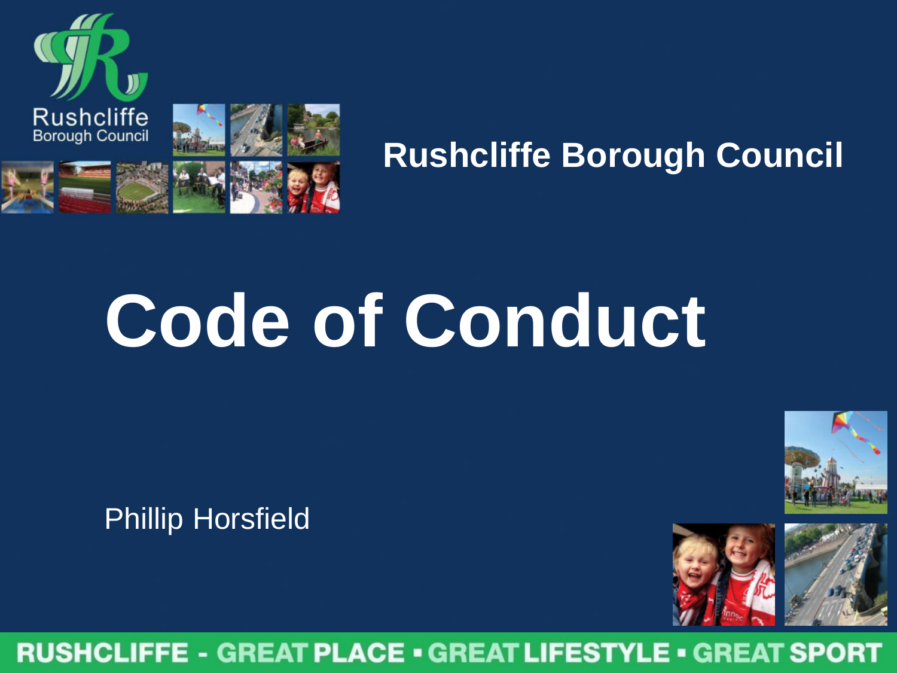Rushcliffe Borough Council

## Rushcliffe Borough Council

# Code of Conduct

Phillip Horsfield

RUSHCLIFFE - GREAT PLACE ▪ GREAT LIFESTYLE ▪ GREAT SPORT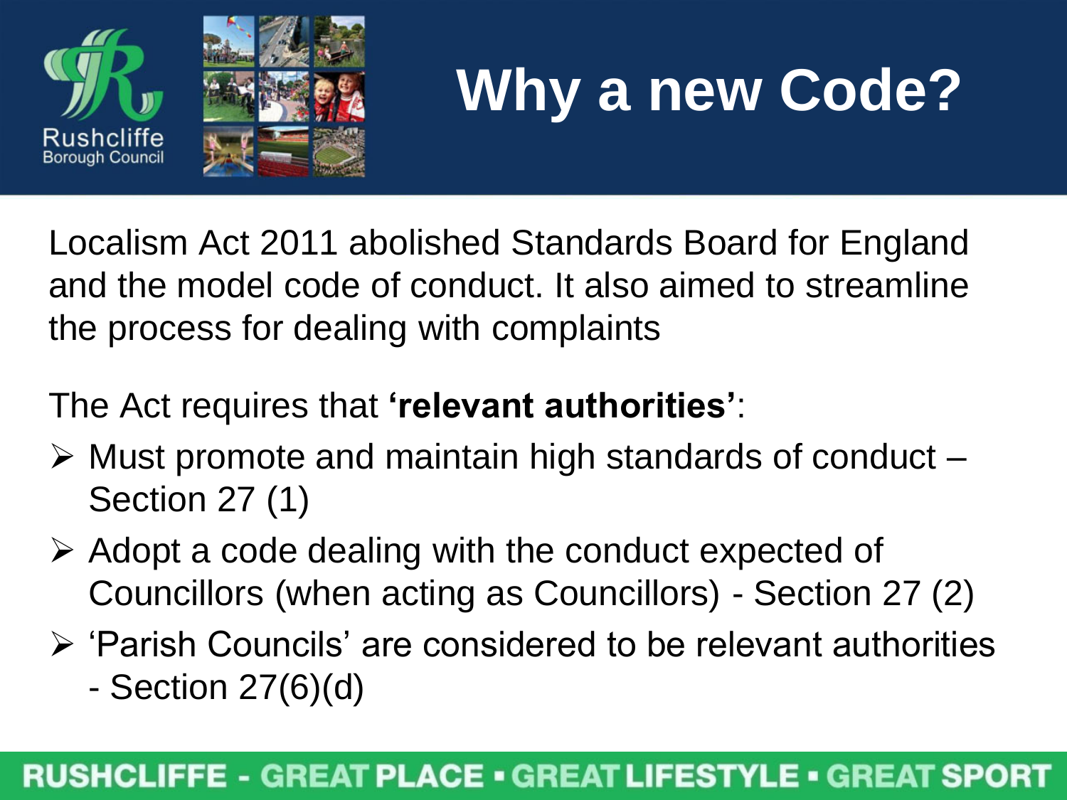# Why a new Code?

Localism Act 2011 abolished Standards Board for England and the model code of conduct. It also aimed to streamline the process for dealing with complaints

The Act requires that **'relevant authorities'**:

- Must promote and maintain high standards of conduct – Section 27 (1)
- Adopt a code dealing with the conduct expected of Councillors (when acting as Councillors) - Section 27 (2)
- 'Parish Councils' are considered to be relevant authorities - Section 27(6)(d)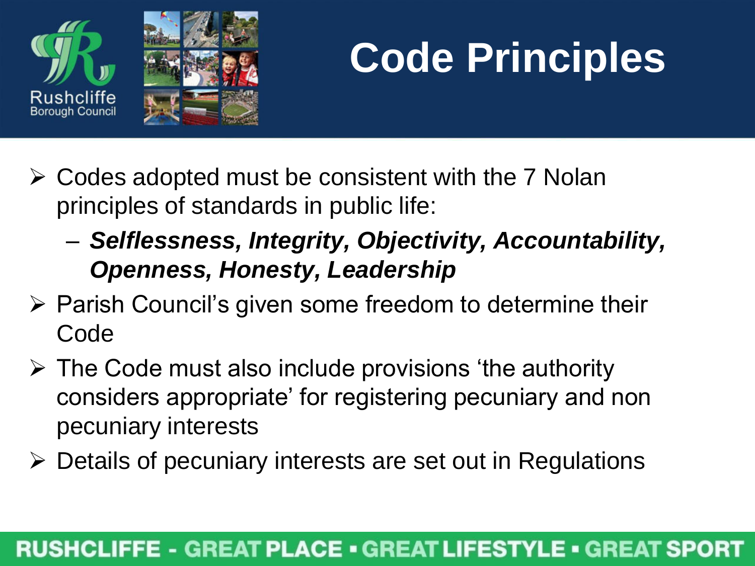# Code Principles

- Codes adopted must be consistent with the 7 Nolan principles of standards in public life:
  - ***Selflessness, Integrity, Objectivity, Accountability, Openness, Honesty, Leadership***
- Parish Council's given some freedom to determine their Code
- The Code must also include provisions 'the authority considers appropriate' for registering pecuniary and non pecuniary interests
- Details of pecuniary interests are set out in Regulations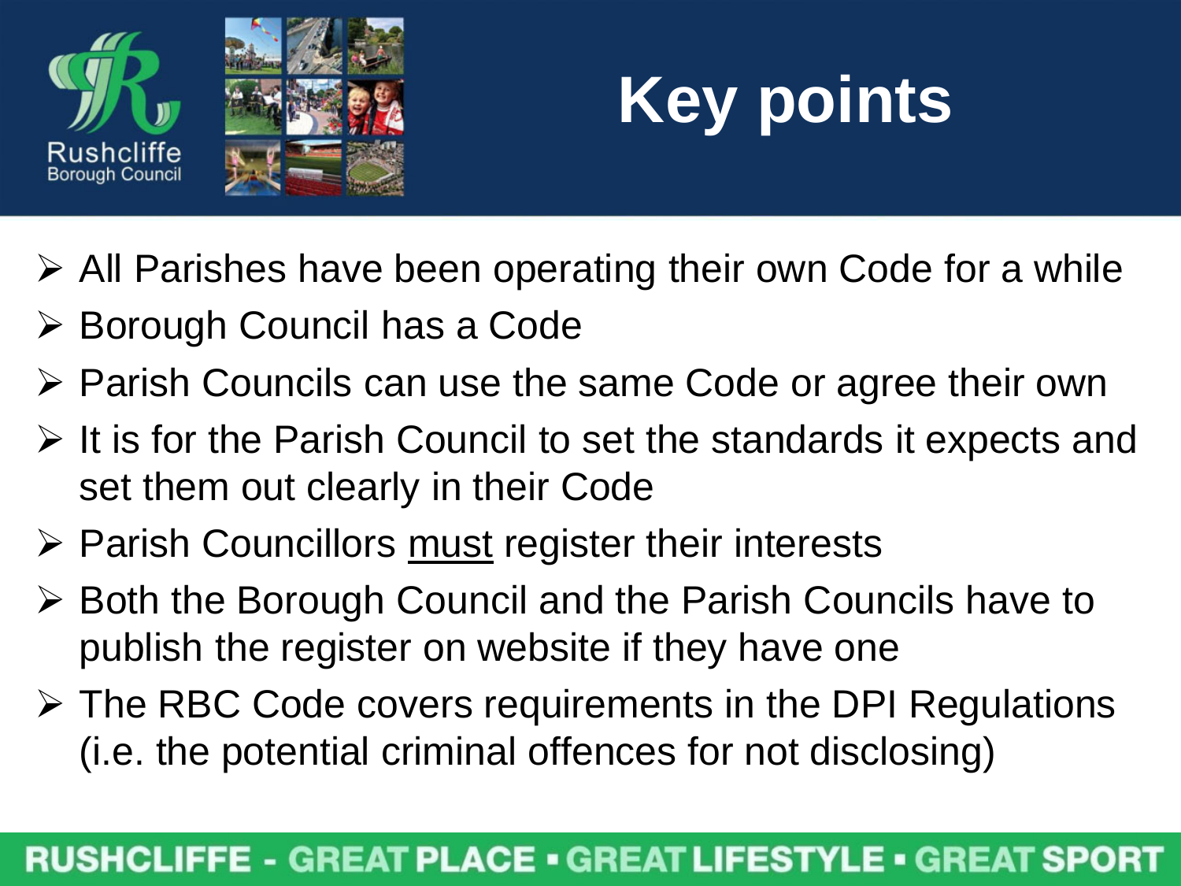# Key points

- All Parishes have been operating their own Code for a while
- Borough Council has a Code
- Parish Councils can use the same Code or agree their own
- It is for the Parish Council to set the standards it expects and set them out clearly in their Code
- Parish Councillors <u>must</u> register their interests
- Both the Borough Council and the Parish Councils have to publish the register on website if they have one
- The RBC Code covers requirements in the DPI Regulations (i.e. the potential criminal offences for not disclosing)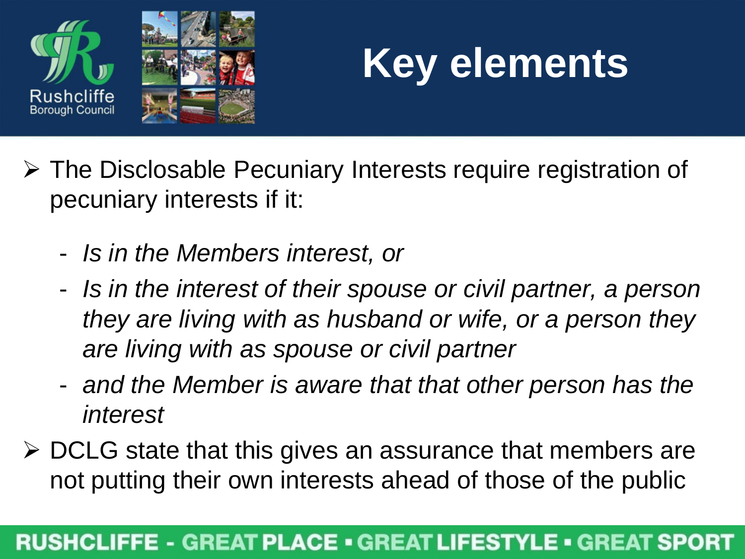# Key elements

- The Disclosable Pecuniary Interests require registration of pecuniary interests if it:
  - *Is in the Members interest, or*
  - *Is in the interest of their spouse or civil partner, a person they are living with as husband or wife, or a person they are living with as spouse or civil partner*
  - *and the Member is aware that that other person has the interest*
- DCLG state that this gives an assurance that members are not putting their own interests ahead of those of the public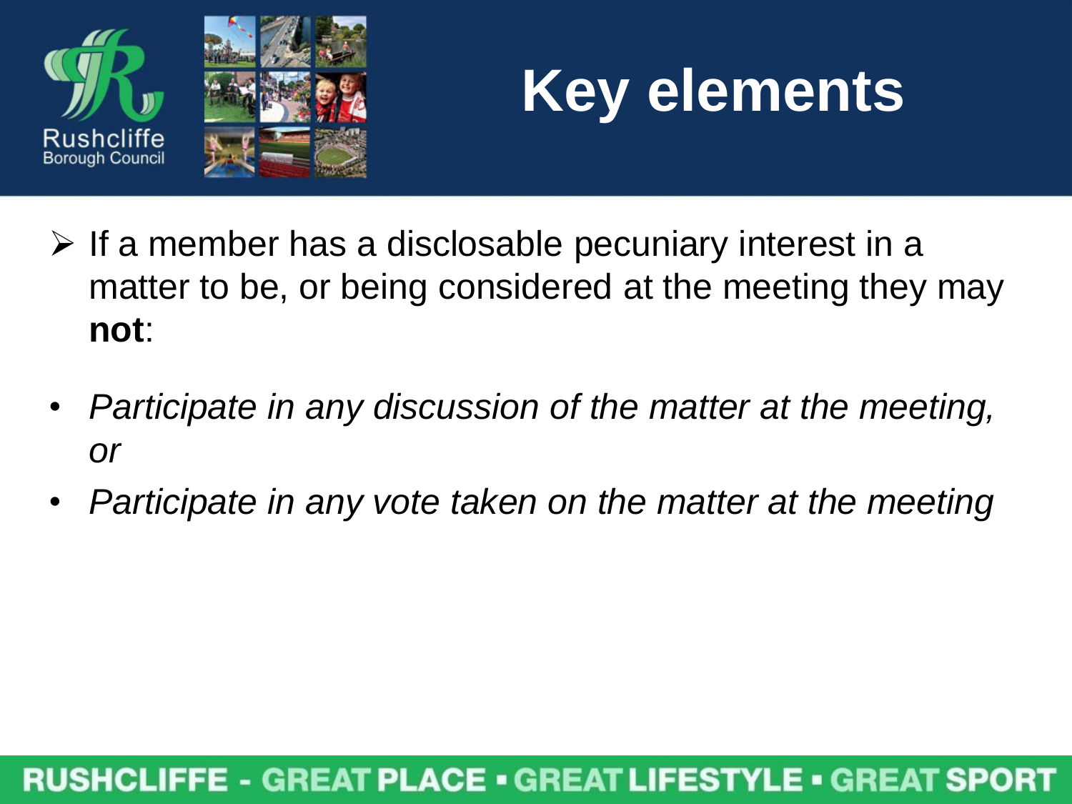# Key elements

- If a member has a disclosable pecuniary interest in a matter to be, or being considered at the meeting they may **not**:

- *Participate in any discussion of the matter at the meeting, or*
- *Participate in any vote taken on the matter at the meeting*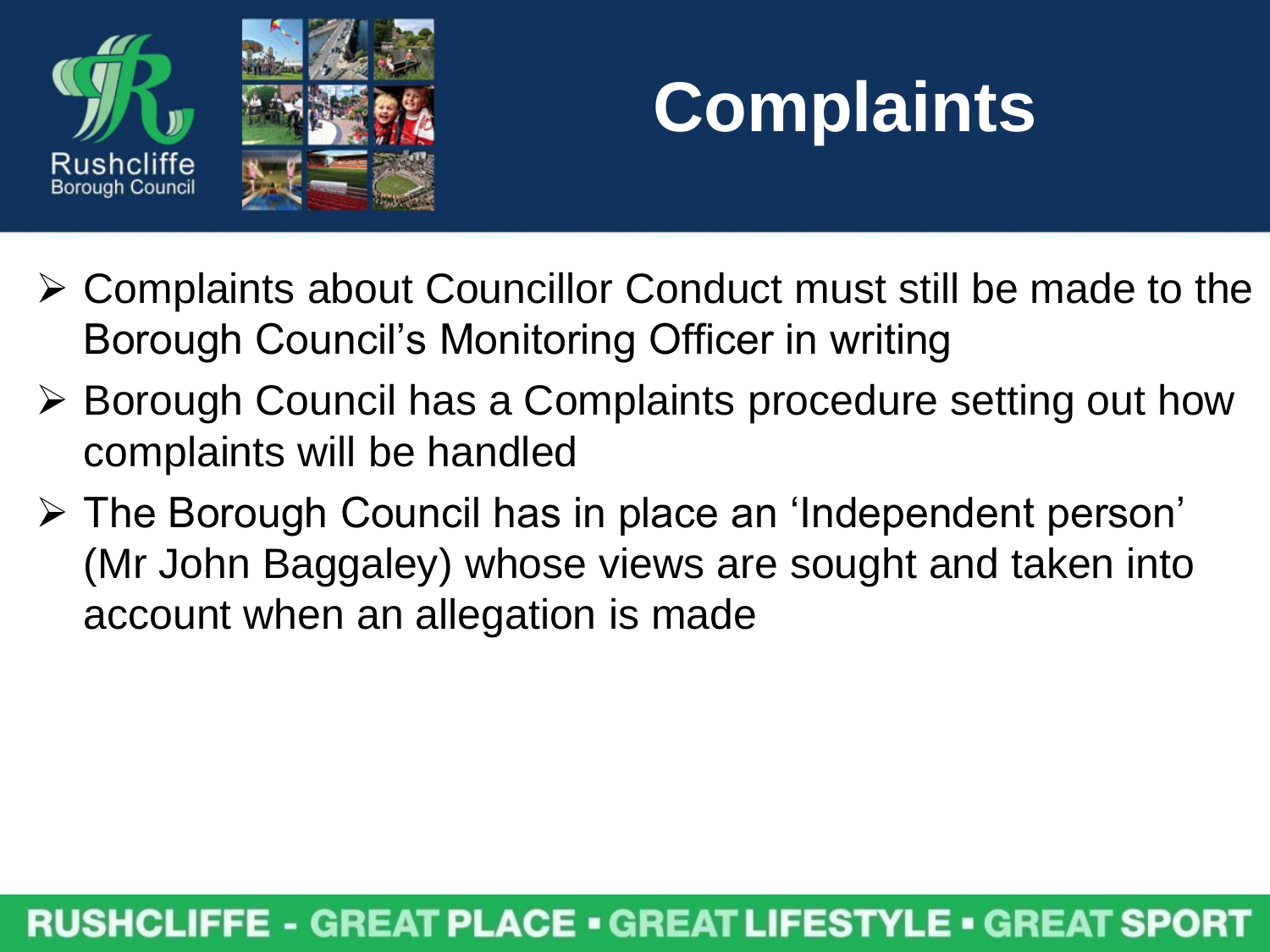# Complaints

- Complaints about Councillor Conduct must still be made to the Borough Council's Monitoring Officer in writing
- Borough Council has a Complaints procedure setting out how complaints will be handled
- The Borough Council has in place an 'Independent person' (Mr John Baggaley) whose views are sought and taken into account when an allegation is made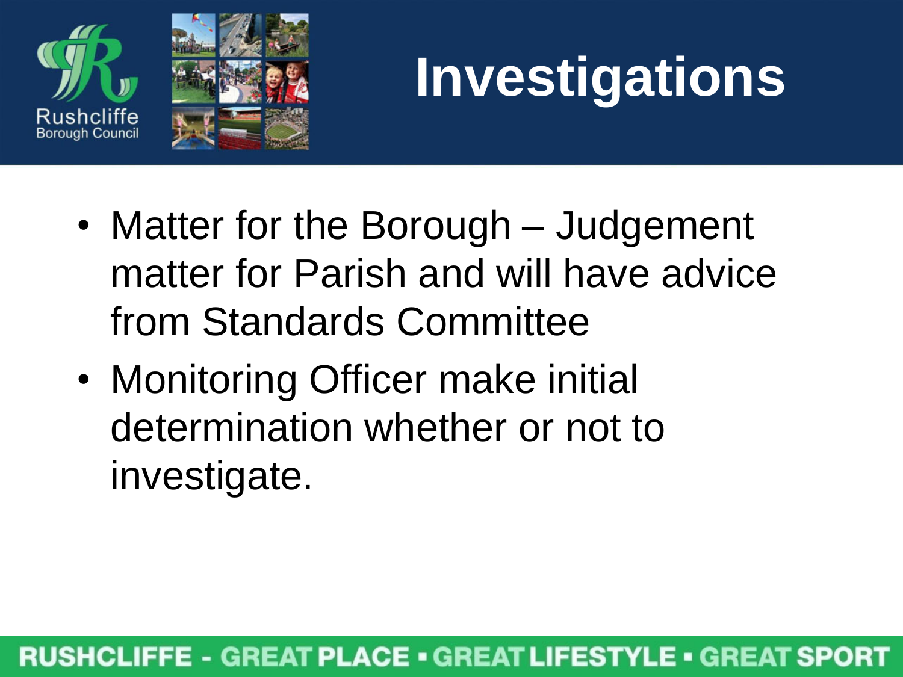# Investigations

- Matter for the Borough – Judgement matter for Parish and will have advice from Standards Committee
- Monitoring Officer make initial determination whether or not to investigate.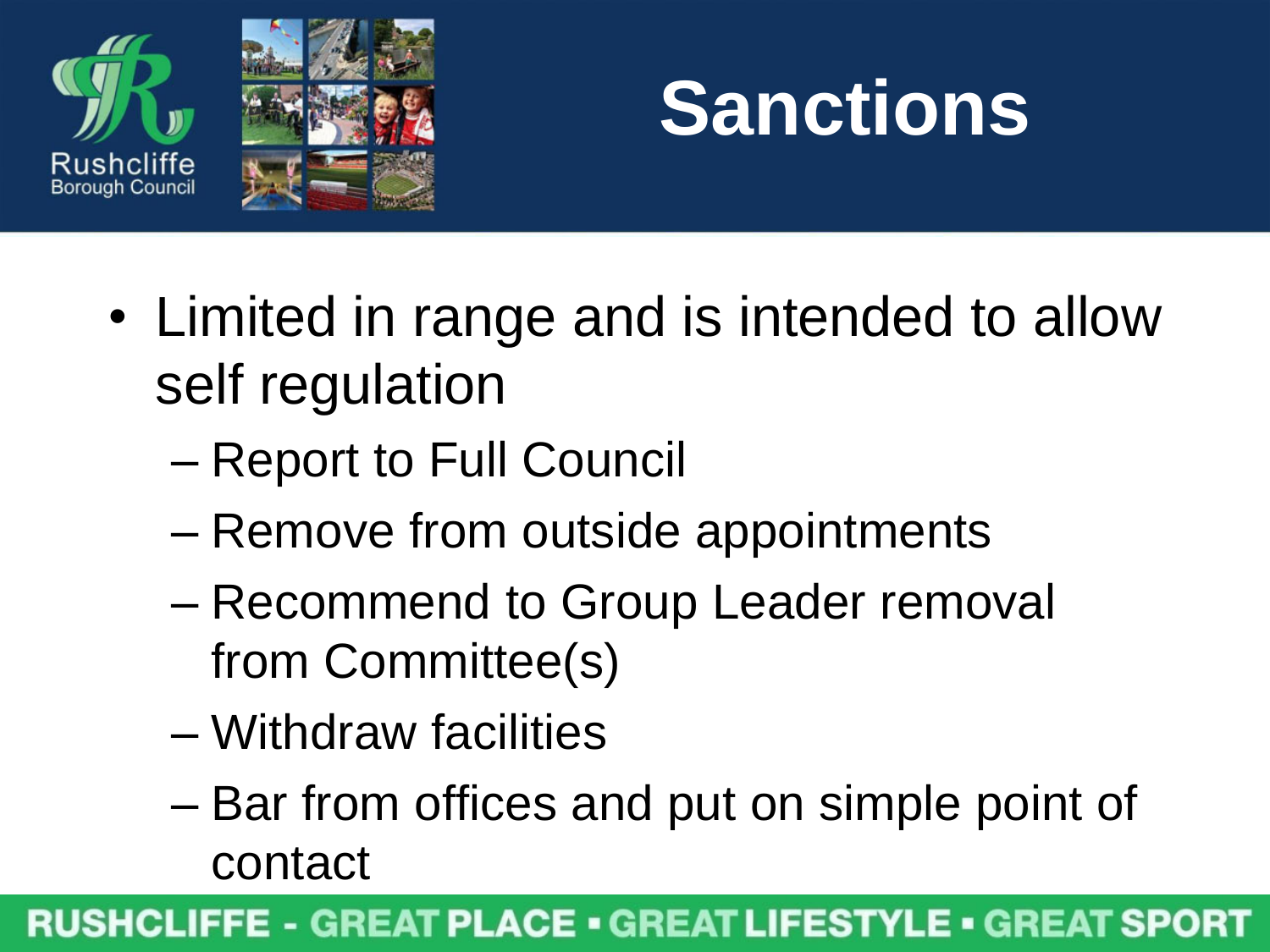# Sanctions

- Limited in range and is intended to allow self regulation
  - Report to Full Council
  - Remove from outside appointments
  - Recommend to Group Leader removal from Committee(s)
  - Withdraw facilities
  - Bar from offices and put on simple point of contact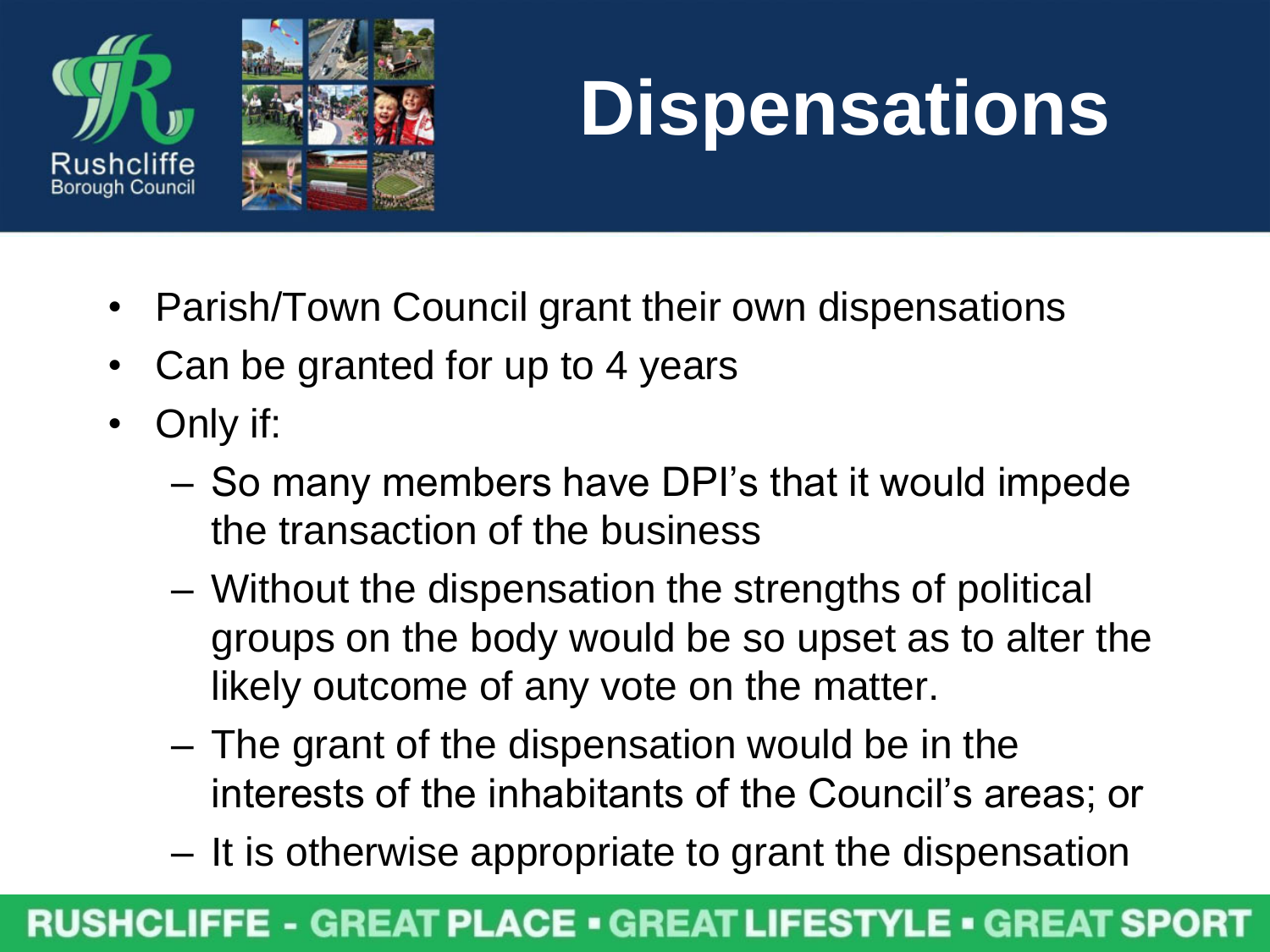# Dispensations

- Parish/Town Council grant their own dispensations
- Can be granted for up to 4 years
- Only if:
  - So many members have DPI's that it would impede the transaction of the business
  - Without the dispensation the strengths of political groups on the body would be so upset as to alter the likely outcome of any vote on the matter.
  - The grant of the dispensation would be in the interests of the inhabitants of the Council's areas; or
  - It is otherwise appropriate to grant the dispensation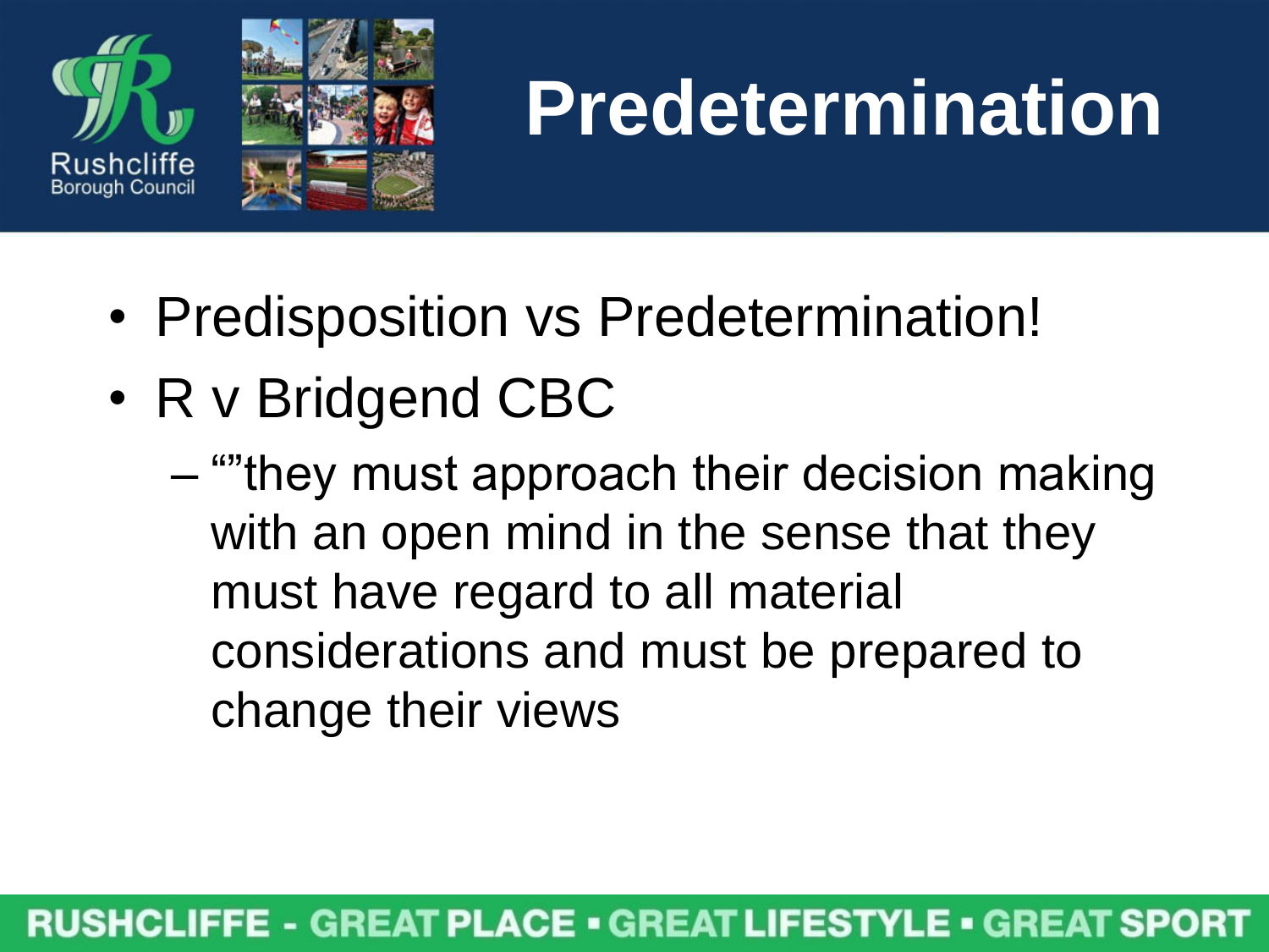# Predetermination

- Predisposition vs Predetermination!
- R v Bridgend CBC
  - “”they must approach their decision making with an open mind in the sense that they must have regard to all material considerations and must be prepared to change their views

RUSHCLIFFE - GREAT PLACE ▪ GREAT LIFESTYLE ▪ GREAT SPORT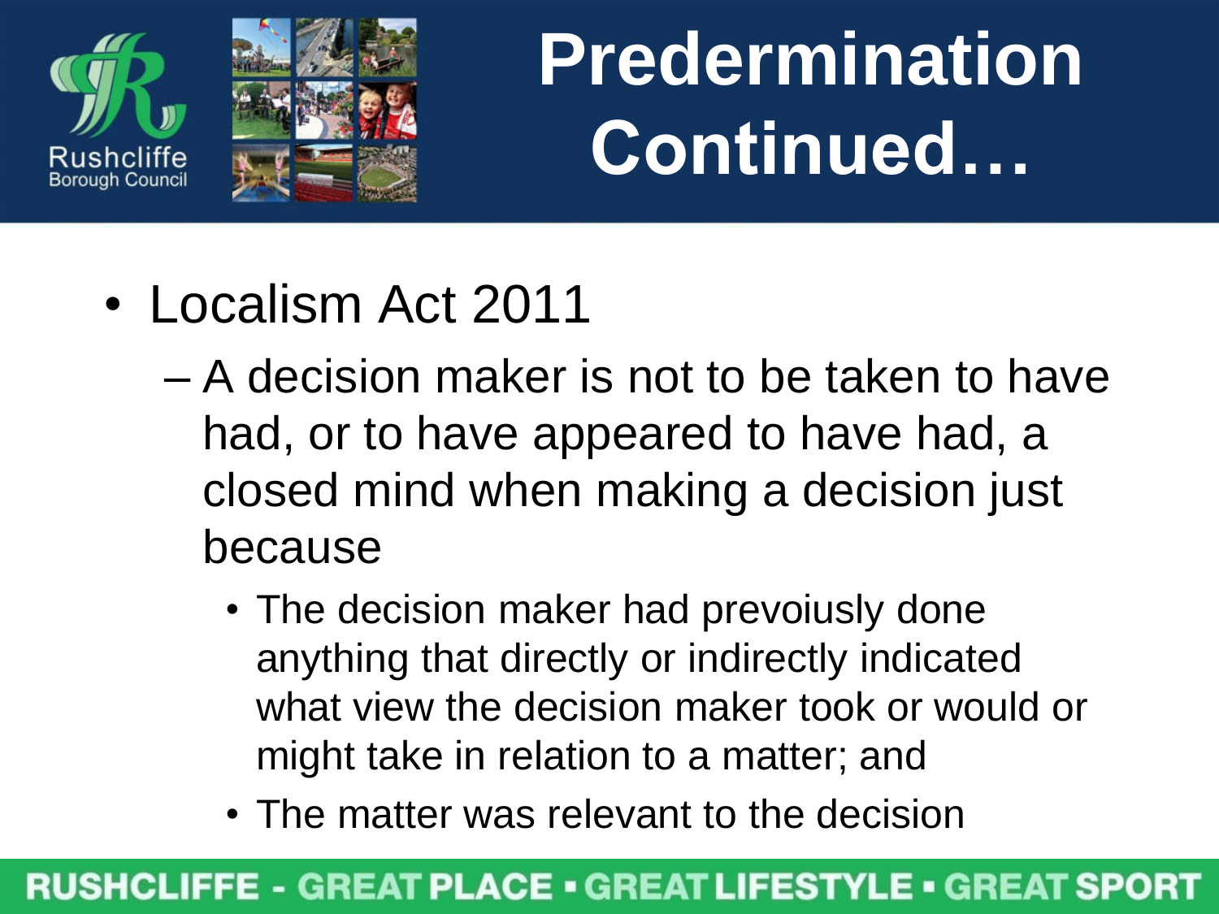# Predermination Continued…

- Localism Act 2011
  - A decision maker is not to be taken to have had, or to have appeared to have had, a closed mind when making a decision just because
    - The decision maker had prevoiusly done anything that directly or indirectly indicated what view the decision maker took or would or might take in relation to a matter; and
    - The matter was relevant to the decision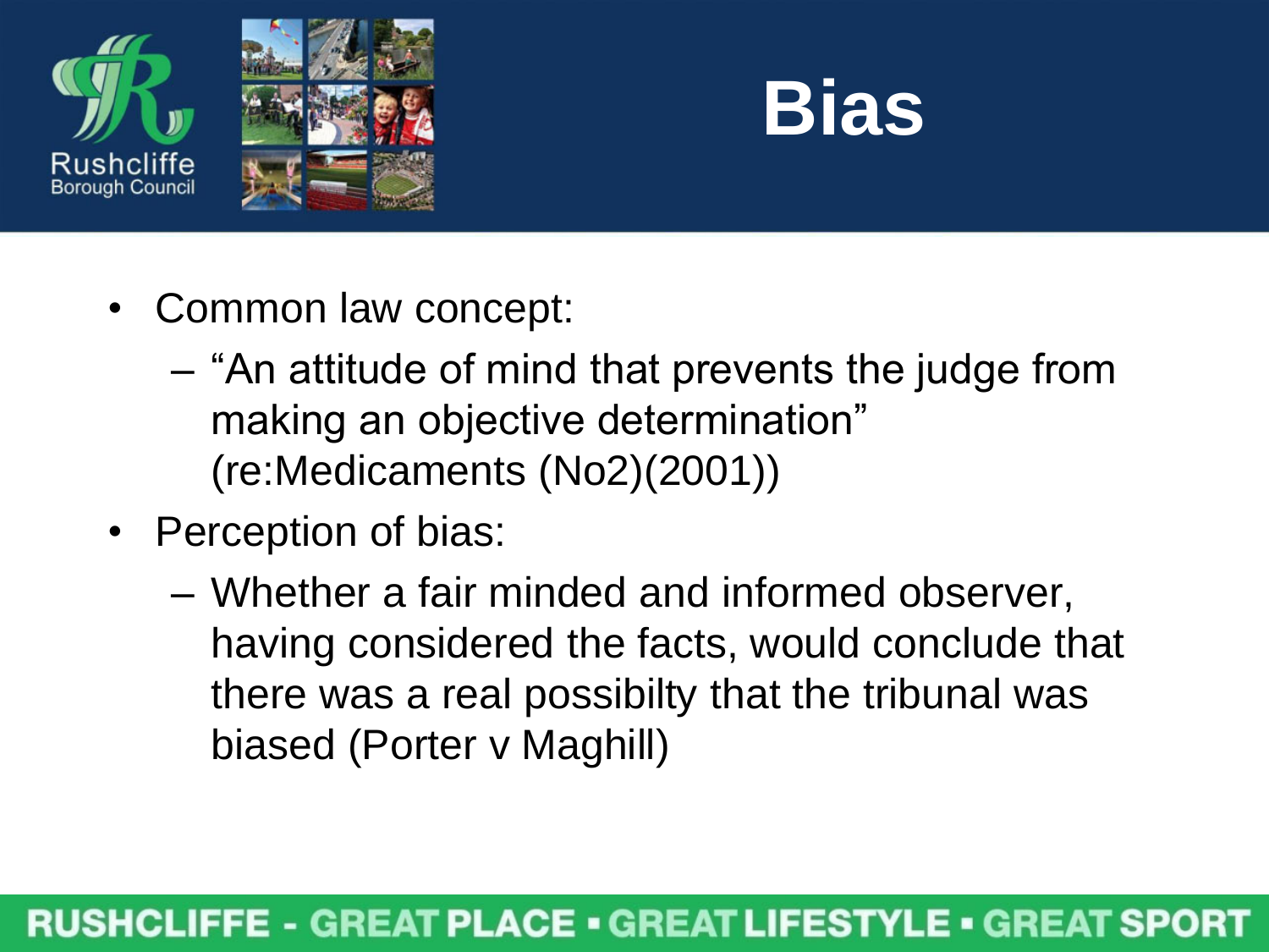# Bias

- Common law concept:
  - "An attitude of mind that prevents the judge from making an objective determination" (re:Medicaments (No2)(2001))
- Perception of bias:
  - Whether a fair minded and informed observer, having considered the facts, would conclude that there was a real possibilty that the tribunal was biased (Porter v Maghill)